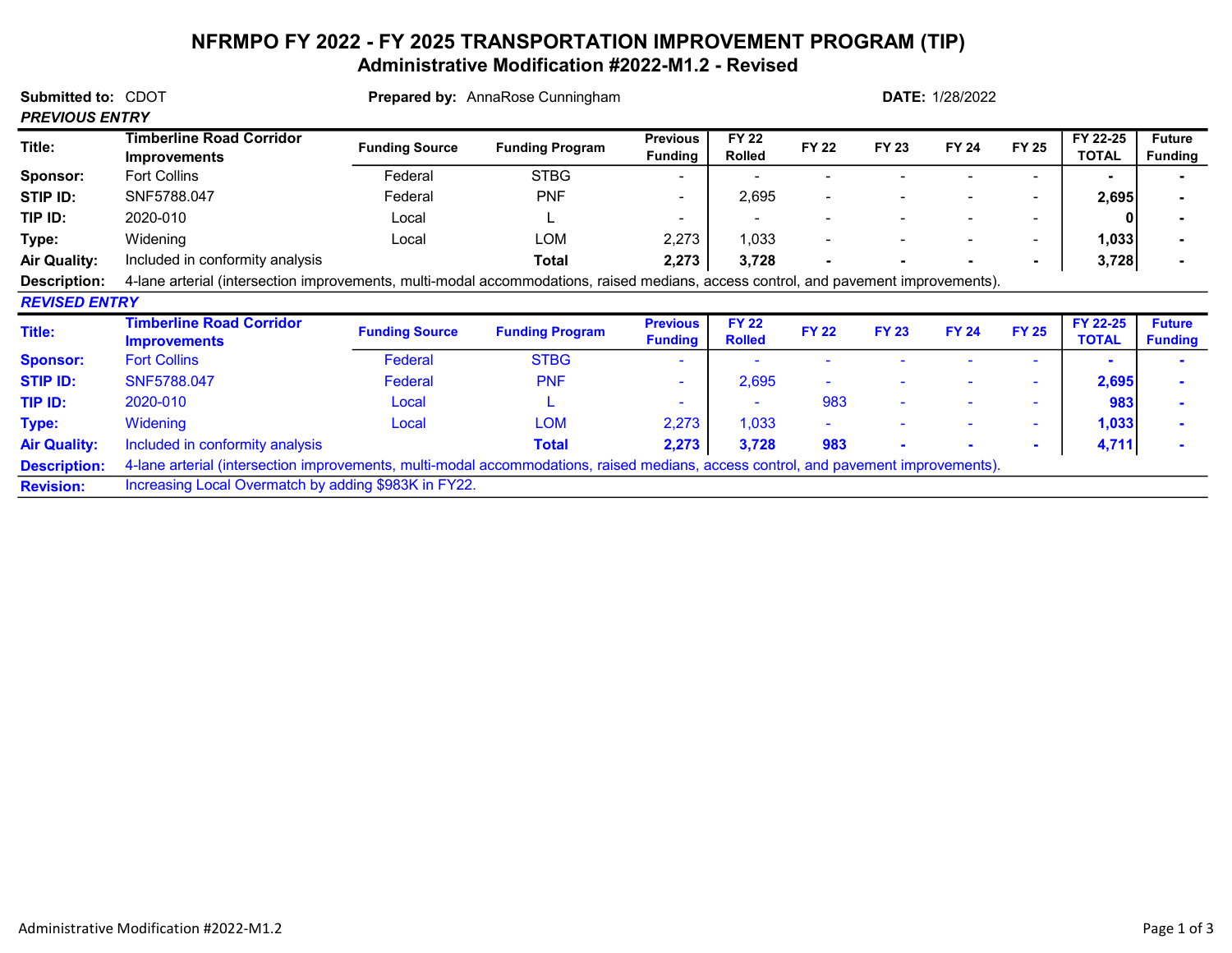# NFRMPO FY 2022 - FY 2025 TRANSPORTATION IMPROVEMENT PROGRAM (TIP)

## Administrative Modification #2022-M1.2 - Revised

**Submitted to:** CDOT **Prepared by:** AnnaRose Cunningham **DATE:** 1/28/2022

***PREVIOUS ENTRY***

| | | Funding Source | Funding Program | Previous Funding | FY 22 Rolled | FY 22 | FY 23 | FY 24 | FY 25 | FY 22-25 TOTAL | Future Funding |
|---|---|---|---|---|---|---|---|---|---|---|---|
| **Title:** | **Timberline Road Corridor Improvements** | | | | | | | | | | |
| **Sponsor:** | Fort Collins | Federal | STBG | - | - | - | - | - | - | **-** | **-** |
| **STIP ID:** | SNF5788.047 | Federal | PNF | - | 2,695 | - | - | - | - | **2,695** | **-** |
| **TIP ID:** | 2020-010 | Local | L | - | - | - | - | - | - | **0** | **-** |
| **Type:** | Widening | Local | LOM | 2,273 | 1,033 | - | - | - | - | **1,033** | **-** |
| **Air Quality:** | Included in conformity analysis | | **Total** | **2,273** | **3,728** | **-** | **-** | **-** | **-** | **3,728** | **-** |

**Description:** 4-lane arterial (intersection improvements, multi-modal accommodations, raised medians, access control, and pavement improvements).

***REVISED ENTRY***

| | | Funding Source | Funding Program | Previous Funding | FY 22 Rolled | FY 22 | FY 23 | FY 24 | FY 25 | FY 22-25 TOTAL | Future Funding |
|---|---|---|---|---|---|---|---|---|---|---|---|
| **Title:** | **Timberline Road Corridor Improvements** | | | | | | | | | | |
| **Sponsor:** | Fort Collins | Federal | STBG | - | - | - | - | - | - | **-** | **-** |
| **STIP ID:** | SNF5788.047 | Federal | PNF | - | 2,695 | - | - | - | - | **2,695** | **-** |
| **TIP ID:** | 2020-010 | Local | L | - | - | 983 | - | - | - | **983** | **-** |
| **Type:** | Widening | Local | LOM | 2,273 | 1,033 | - | - | - | - | **1,033** | **-** |
| **Air Quality:** | Included in conformity analysis | | **Total** | **2,273** | **3,728** | **983** | **-** | **-** | **-** | **4,711** | **-** |

**Description:** 4-lane arterial (intersection improvements, multi-modal accommodations, raised medians, access control, and pavement improvements).

**Revision:** Increasing Local Overmatch by adding $983K in FY22.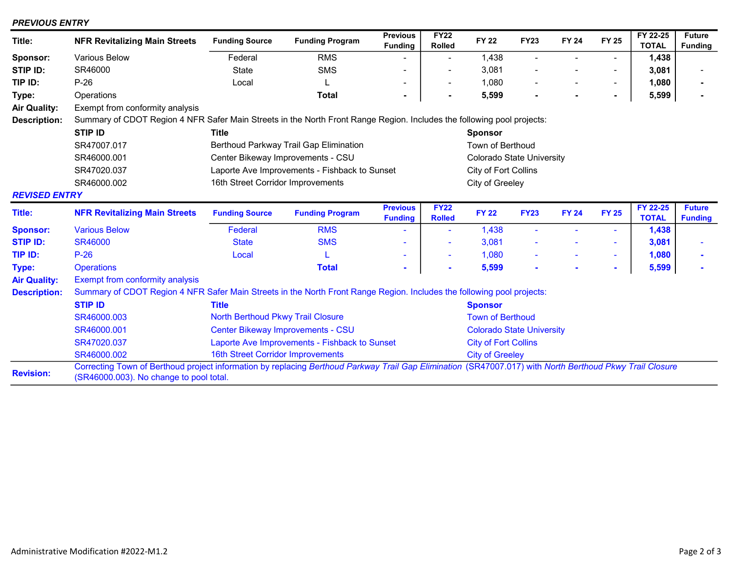***PREVIOUS ENTRY***

| **Title:** | **NFR Revitalizing Main Streets** | **Funding Source** | **Funding Program** | **Previous Funding** | **FY22 Rolled** | **FY 22** | **FY23** | **FY 24** | **FY 25** | **FY 22-25 TOTAL** | **Future Funding** |
|---|---|---|---|---|---|---|---|---|---|---|---|
| **Sponsor:** | Various Below | Federal | RMS | - | - | 1,438 | - | - | - | **1,438** | |
| **STIP ID:** | SR46000 | State | SMS | - | - | 3,081 | - | - | - | **3,081** | - |
| **TIP ID:** | P-26 | Local | L | - | - | 1,080 | - | - | - | **1,080** | **-** |
| **Type:** | Operations | | **Total** | **-** | **-** | **5,599** | **-** | **-** | **-** | **5,599** | **-** |

**Air Quality:** Exempt from conformity analysis

**Description:** Summary of CDOT Region 4 NFR Safer Main Streets in the North Front Range Region. Includes the following pool projects:

| **STIP ID** | **Title** | **Sponsor** |
|---|---|---|
| SR47007.017 | Berthoud Parkway Trail Gap Elimination | Town of Berthoud |
| SR46000.001 | Center Bikeway Improvements - CSU | Colorado State University |
| SR47020.037 | Laporte Ave Improvements - Fishback to Sunset | City of Fort Collins |
| SR46000.002 | 16th Street Corridor Improvements | City of Greeley |

***REVISED ENTRY***

| **Title:** | **NFR Revitalizing Main Streets** | **Funding Source** | **Funding Program** | **Previous Funding** | **FY22 Rolled** | **FY 22** | **FY23** | **FY 24** | **FY 25** | **FY 22-25 TOTAL** | **Future Funding** |
|---|---|---|---|---|---|---|---|---|---|---|---|
| **Sponsor:** | Various Below | Federal | RMS | - | - | 1,438 | - | - | - | **1,438** | |
| **STIP ID:** | SR46000 | State | SMS | - | - | 3,081 | - | - | - | **3,081** | - |
| **TIP ID:** | P-26 | Local | L | - | - | 1,080 | - | - | - | **1,080** | **-** |
| **Type:** | Operations | | **Total** | **-** | **-** | **5,599** | **-** | **-** | **-** | **5,599** | **-** |

**Air Quality:** Exempt from conformity analysis

**Description:** Summary of CDOT Region 4 NFR Safer Main Streets in the North Front Range Region. Includes the following pool projects:

| **STIP ID** | **Title** | **Sponsor** |
|---|---|---|
| SR46000.003 | North Berthoud Pkwy Trail Closure | Town of Berthoud |
| SR46000.001 | Center Bikeway Improvements - CSU | Colorado State University |
| SR47020.037 | Laporte Ave Improvements - Fishback to Sunset | City of Fort Collins |
| SR46000.002 | 16th Street Corridor Improvements | City of Greeley |

**Revision:** Correcting Town of Berthoud project information by replacing *Berthoud Parkway Trail Gap Elimination* (SR47007.017) with *North Berthoud Pkwy Trail Closure* (SR46000.003). No change to pool total.

Administrative Modification #2022-M1.2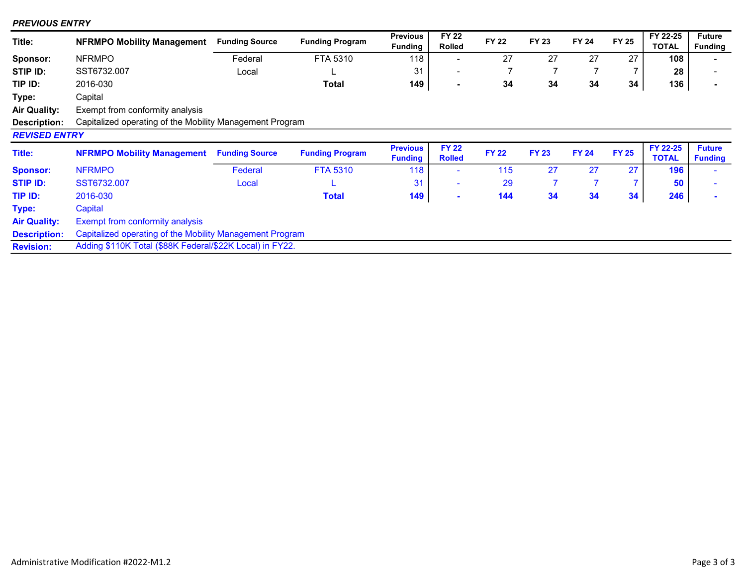***PREVIOUS ENTRY***

| | | | | | | | | | | | |
|---|---|---|---|---|---|---|---|---|---|---|---|
| **Title:** | **NFRMPO Mobility Management** | **Funding Source** | **Funding Program** | **Previous Funding** | **FY 22 Rolled** | **FY 22** | **FY 23** | **FY 24** | **FY 25** | **FY 22-25 TOTAL** | **Future Funding** |
| **Sponsor:** | NFRMPO | Federal | FTA 5310 | 118 | - | 27 | 27 | 27 | 27 | **108** | - |
| **STIP ID:** | SST6732.007 | Local | L | 31 | - | 7 | 7 | 7 | 7 | **28** | - |
| **TIP ID:** | 2016-030 | | **Total** | **149** | **-** | **34** | **34** | **34** | **34** | **136** | **-** |
| **Type:** | Capital | | | | | | | | | | |
| **Air Quality:** | Exempt from conformity analysis | | | | | | | | | | |
| **Description:** | Capitalized operating of the Mobility Management Program | | | | | | | | | | |

***REVISED ENTRY***

| | | | | | | | | | | | |
|---|---|---|---|---|---|---|---|---|---|---|---|
| **Title:** | **NFRMPO Mobility Management** | **Funding Source** | **Funding Program** | **Previous Funding** | **FY 22 Rolled** | **FY 22** | **FY 23** | **FY 24** | **FY 25** | **FY 22-25 TOTAL** | **Future Funding** |
| **Sponsor:** | NFRMPO | Federal | FTA 5310 | 118 | - | 115 | 27 | 27 | 27 | **196** | - |
| **STIP ID:** | SST6732.007 | Local | L | 31 | - | 29 | 7 | 7 | 7 | **50** | - |
| **TIP ID:** | 2016-030 | | **Total** | **149** | **-** | **144** | **34** | **34** | **34** | **246** | **-** |
| **Type:** | Capital | | | | | | | | | | |
| **Air Quality:** | Exempt from conformity analysis | | | | | | | | | | |
| **Description:** | Capitalized operating of the Mobility Management Program | | | | | | | | | | |
| **Revision:** | Adding $110K Total ($88K Federal/$22K Local) in FY22. | | | | | | | | | | |

Administrative Modification #2022-M1.2